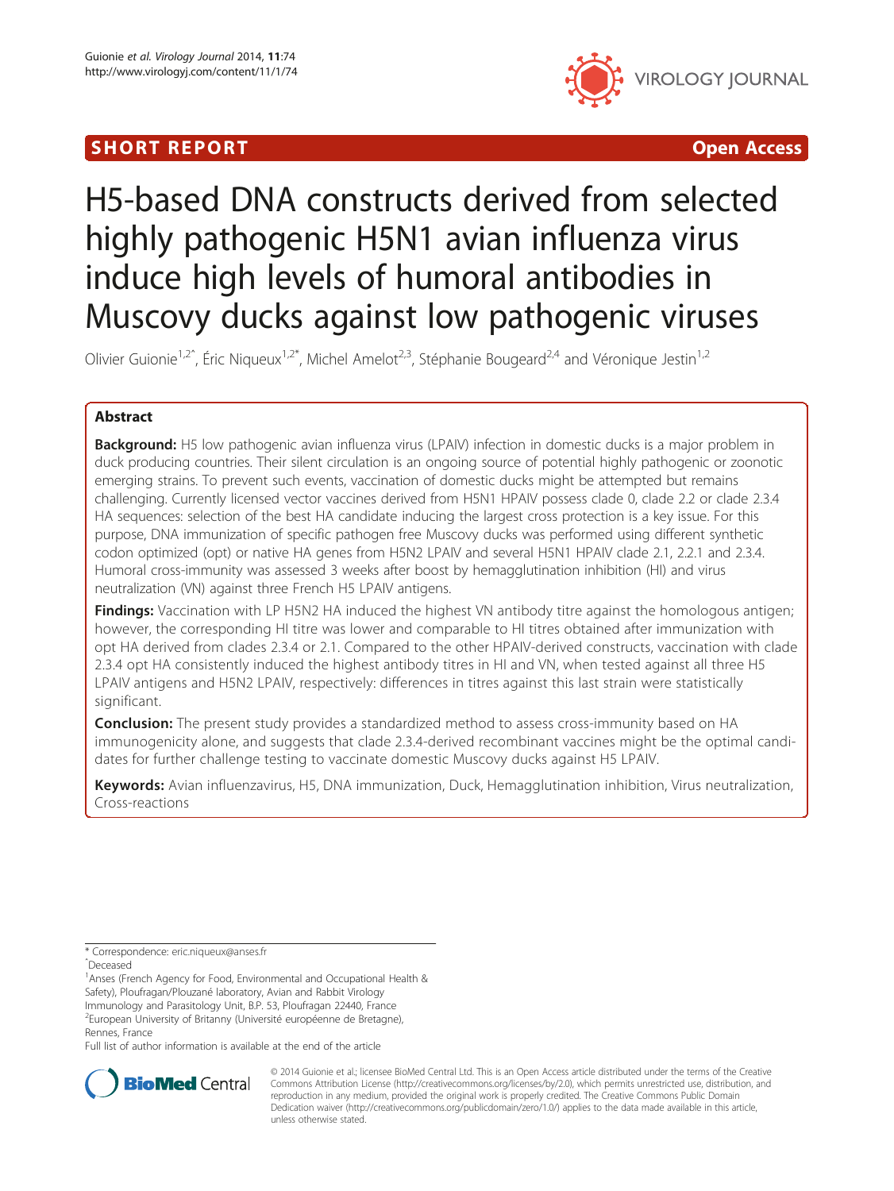SHORT REPORT Open Access

# H5-based DNA constructs derived from selected highly pathogenic H5N1 avian influenza virus induce high levels of humoral antibodies in Muscovy ducks against low pathogenic viruses

Olivier Guionie[1,2^], Éric Niqueux[1,2*], Michel Amelot[2,3], Stéphanie Bougeard[2,4] and Véronique Jestin[1,2]

## Abstract

**Background:** H5 low pathogenic avian influenza virus (LPAIV) infection in domestic ducks is a major problem in duck producing countries. Their silent circulation is an ongoing source of potential highly pathogenic or zoonotic emerging strains. To prevent such events, vaccination of domestic ducks might be attempted but remains challenging. Currently licensed vector vaccines derived from H5N1 HPAIV possess clade 0, clade 2.2 or clade 2.3.4 HA sequences: selection of the best HA candidate inducing the largest cross protection is a key issue. For this purpose, DNA immunization of specific pathogen free Muscovy ducks was performed using different synthetic codon optimized (opt) or native HA genes from H5N2 LPAIV and several H5N1 HPAIV clade 2.1, 2.2.1 and 2.3.4. Humoral cross-immunity was assessed 3 weeks after boost by hemagglutination inhibition (HI) and virus neutralization (VN) against three French H5 LPAIV antigens.

**Findings:** Vaccination with LP H5N2 HA induced the highest VN antibody titre against the homologous antigen; however, the corresponding HI titre was lower and comparable to HI titres obtained after immunization with opt HA derived from clades 2.3.4 or 2.1. Compared to the other HPAIV-derived constructs, vaccination with clade 2.3.4 opt HA consistently induced the highest antibody titres in HI and VN, when tested against all three H5 LPAIV antigens and H5N2 LPAIV, respectively: differences in titres against this last strain were statistically significant.

**Conclusion:** The present study provides a standardized method to assess cross-immunity based on HA immunogenicity alone, and suggests that clade 2.3.4-derived recombinant vaccines might be the optimal candidates for further challenge testing to vaccinate domestic Muscovy ducks against H5 LPAIV.

**Keywords:** Avian influenzavirus, H5, DNA immunization, Duck, Hemagglutination inhibition, Virus neutralization, Cross-reactions

---

\* Correspondence: eric.niqueux@anses.fr

^Deceased

[1]Anses (French Agency for Food, Environmental and Occupational Health & Safety), Ploufragan/Plouzané laboratory, Avian and Rabbit Virology Immunology and Parasitology Unit, B.P. 53, Ploufragan 22440, France

[2]European University of Britanny (Université européenne de Bretagne), Rennes, France

Full list of author information is available at the end of the article

© 2014 Guionie et al.; licensee BioMed Central Ltd. This is an Open Access article distributed under the terms of the Creative Commons Attribution License (http://creativecommons.org/licenses/by/2.0), which permits unrestricted use, distribution, and reproduction in any medium, provided the original work is properly credited. The Creative Commons Public Domain Dedication waiver (http://creativecommons.org/publicdomain/zero/1.0/) applies to the data made available in this article, unless otherwise stated.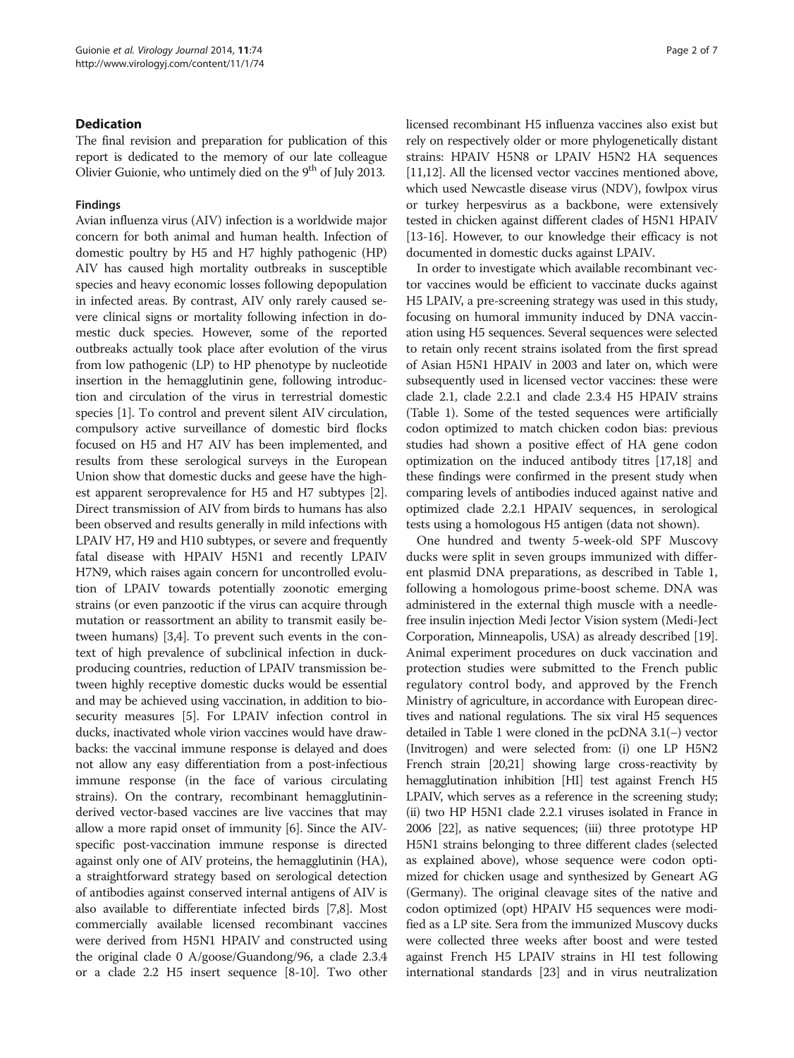## Dedication

The final revision and preparation for publication of this report is dedicated to the memory of our late colleague Olivier Guionie, who untimely died on the 9$^{th}$ of July 2013.

### Findings

Avian influenza virus (AIV) infection is a worldwide major concern for both animal and human health. Infection of domestic poultry by H5 and H7 highly pathogenic (HP) AIV has caused high mortality outbreaks in susceptible species and heavy economic losses following depopulation in infected areas. By contrast, AIV only rarely caused severe clinical signs or mortality following infection in domestic duck species. However, some of the reported outbreaks actually took place after evolution of the virus from low pathogenic (LP) to HP phenotype by nucleotide insertion in the hemagglutinin gene, following introduction and circulation of the virus in terrestrial domestic species [1]. To control and prevent silent AIV circulation, compulsory active surveillance of domestic bird flocks focused on H5 and H7 AIV has been implemented, and results from these serological surveys in the European Union show that domestic ducks and geese have the highest apparent seroprevalence for H5 and H7 subtypes [2]. Direct transmission of AIV from birds to humans has also been observed and results generally in mild infections with LPAIV H7, H9 and H10 subtypes, or severe and frequently fatal disease with HPAIV H5N1 and recently LPAIV H7N9, which raises again concern for uncontrolled evolution of LPAIV towards potentially zoonotic emerging strains (or even panzootic if the virus can acquire through mutation or reassortment an ability to transmit easily between humans) [3,4]. To prevent such events in the context of high prevalence of subclinical infection in duck-producing countries, reduction of LPAIV transmission between highly receptive domestic ducks would be essential and may be achieved using vaccination, in addition to biosecurity measures [5]. For LPAIV infection control in ducks, inactivated whole virion vaccines would have drawbacks: the vaccinal immune response is delayed and does not allow any easy differentiation from a post-infectious immune response (in the face of various circulating strains). On the contrary, recombinant hemagglutinin-derived vector-based vaccines are live vaccines that may allow a more rapid onset of immunity [6]. Since the AIV-specific post-vaccination immune response is directed against only one of AIV proteins, the hemagglutinin (HA), a straightforward strategy based on serological detection of antibodies against conserved internal antigens of AIV is also available to differentiate infected birds [7,8]. Most commercially available licensed recombinant vaccines were derived from H5N1 HPAIV and constructed using the original clade 0 A/goose/Guandong/96, a clade 2.3.4 or a clade 2.2 H5 insert sequence [8-10]. Two other licensed recombinant H5 influenza vaccines also exist but rely on respectively older or more phylogenetically distant strains: HPAIV H5N8 or LPAIV H5N2 HA sequences [11,12]. All the licensed vector vaccines mentioned above, which used Newcastle disease virus (NDV), fowlpox virus or turkey herpesvirus as a backbone, were extensively tested in chicken against different clades of H5N1 HPAIV [13-16]. However, to our knowledge their efficacy is not documented in domestic ducks against LPAIV.

In order to investigate which available recombinant vector vaccines would be efficient to vaccinate ducks against H5 LPAIV, a pre-screening strategy was used in this study, focusing on humoral immunity induced by DNA vaccination using H5 sequences. Several sequences were selected to retain only recent strains isolated from the first spread of Asian H5N1 HPAIV in 2003 and later on, which were subsequently used in licensed vector vaccines: these were clade 2.1, clade 2.2.1 and clade 2.3.4 H5 HPAIV strains (Table 1). Some of the tested sequences were artificially codon optimized to match chicken codon bias: previous studies had shown a positive effect of HA gene codon optimization on the induced antibody titres [17,18] and these findings were confirmed in the present study when comparing levels of antibodies induced against native and optimized clade 2.2.1 HPAIV sequences, in serological tests using a homologous H5 antigen (data not shown).

One hundred and twenty 5-week-old SPF Muscovy ducks were split in seven groups immunized with different plasmid DNA preparations, as described in Table 1, following a homologous prime-boost scheme. DNA was administered in the external thigh muscle with a needle-free insulin injection Medi Jector Vision system (Medi-Ject Corporation, Minneapolis, USA) as already described [19]. Animal experiment procedures on duck vaccination and protection studies were submitted to the French public regulatory control body, and approved by the French Ministry of agriculture, in accordance with European directives and national regulations. The six viral H5 sequences detailed in Table 1 were cloned in the pcDNA 3.1(−) vector (Invitrogen) and were selected from: (i) one LP H5N2 French strain [20,21] showing large cross-reactivity by hemagglutination inhibition [HI] test against French H5 LPAIV, which serves as a reference in the screening study; (ii) two HP H5N1 clade 2.2.1 viruses isolated in France in 2006 [22], as native sequences; (iii) three prototype HP H5N1 strains belonging to three different clades (selected as explained above), whose sequence were codon optimized for chicken usage and synthesized by Geneart AG (Germany). The original cleavage sites of the native and codon optimized (opt) HPAIV H5 sequences were modified as a LP site. Sera from the immunized Muscovy ducks were collected three weeks after boost and were tested against French H5 LPAIV strains in HI test following international standards [23] and in virus neutralization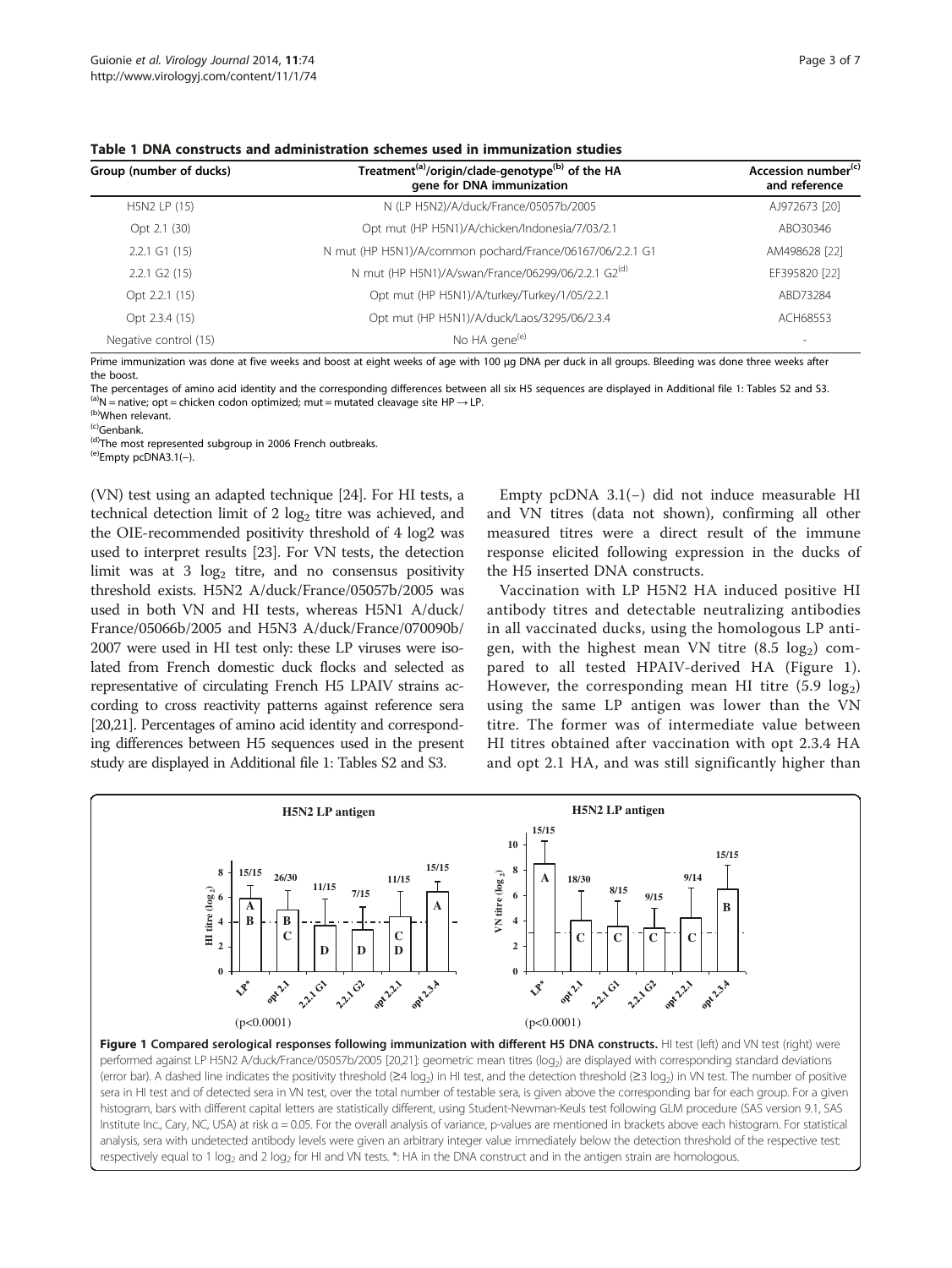**Table 1 DNA constructs and administration schemes used in immunization studies**

| Group (number of ducks) | Treatment[(a)]/origin/clade-genotype[(b)] of the HA gene for DNA immunization | Accession number[(c)] and reference |
|---|---|---|
| H5N2 LP (15) | N (LP H5N2)/A/duck/France/05057b/2005 | AJ972673 [20] |
| Opt 2.1 (30) | Opt mut (HP H5N1)/A/chicken/Indonesia/7/03/2.1 | ABO30346 |
| 2.2.1 G1 (15) | N mut (HP H5N1)/A/common pochard/France/06167/06/2.2.1 G1 | AM498628 [22] |
| 2.2.1 G2 (15) | N mut (HP H5N1)/A/swan/France/06299/06/2.2.1 G2[(d)] | EF395820 [22] |
| Opt 2.2.1 (15) | Opt mut (HP H5N1)/A/turkey/Turkey/1/05/2.2.1 | ABD73284 |
| Opt 2.3.4 (15) | Opt mut (HP H5N1)/A/duck/Laos/3295/06/2.3.4 | ACH68553 |
| Negative control (15) | No HA gene[(e)] | - |

Prime immunization was done at five weeks and boost at eight weeks of age with 100 μg DNA per duck in all groups. Bleeding was done three weeks after the boost.

The percentages of amino acid identity and the corresponding differences between all six H5 sequences are displayed in Additional file 1: Tables S2 and S3.

[(a)]N = native; opt = chicken codon optimized; mut = mutated cleavage site HP → LP.

[(b)]When relevant.

[(c)]Genbank.

[(d)]The most represented subgroup in 2006 French outbreaks.

[(e)]Empty pcDNA3.1(−).

(VN) test using an adapted technique [24]. For HI tests, a technical detection limit of 2 $\log_2$ titre was achieved, and the OIE-recommended positivity threshold of 4 log2 was used to interpret results [23]. For VN tests, the detection limit was at 3 $\log_2$ titre, and no consensus positivity threshold exists. H5N2 A/duck/France/05057b/2005 was used in both VN and HI tests, whereas H5N1 A/duck/France/05066b/2005 and H5N3 A/duck/France/070090b/2007 were used in HI test only: these LP viruses were isolated from French domestic duck flocks and selected as representative of circulating French H5 LPAIV strains according to cross reactivity patterns against reference sera [20,21]. Percentages of amino acid identity and corresponding differences between H5 sequences used in the present study are displayed in Additional file 1: Tables S2 and S3.

Empty pcDNA 3.1(−) did not induce measurable HI and VN titres (data not shown), confirming all other measured titres were a direct result of the immune response elicited following expression in the ducks of the H5 inserted DNA constructs.

Vaccination with LP H5N2 HA induced positive HI antibody titres and detectable neutralizing antibodies in all vaccinated ducks, using the homologous LP antigen, with the highest mean VN titre (8.5 $\log_2$) compared to all tested HPAIV-derived HA (Figure 1). However, the corresponding mean HI titre (5.9 $\log_2$) using the same LP antigen was lower than the VN titre. The former was of intermediate value between HI titres obtained after vaccination with opt 2.3.4 HA and opt 2.1 HA, and was still significantly higher than

**Figure 1 Compared serological responses following immunization with different H5 DNA constructs.** HI test (left) and VN test (right) were performed against LP H5N2 A/duck/France/05057b/2005 [20,21]: geometric mean titres ($\log_2$) are displayed with corresponding standard deviations (error bar). A dashed line indicates the positivity threshold (≥4 $\log_2$) in HI test, and the detection threshold (≥3 $\log_2$) in VN test. The number of positive sera in HI test and of detected sera in VN test, over the total number of testable sera, is given above the corresponding bar for each group. For a given histogram, bars with different capital letters are statistically different, using Student-Newman-Keuls test following GLM procedure (SAS version 9.1, SAS Institute Inc., Cary, NC, USA) at risk α = 0.05. For the overall analysis of variance, p-values are mentioned in brackets above each histogram. For statistical analysis, sera with undetected antibody levels were given an arbitrary integer value immediately below the detection threshold of the respective test: respectively equal to 1 $\log_2$ and 2 $\log_2$ for HI and VN tests. *: HA in the DNA construct and in the antigen strain are homologous.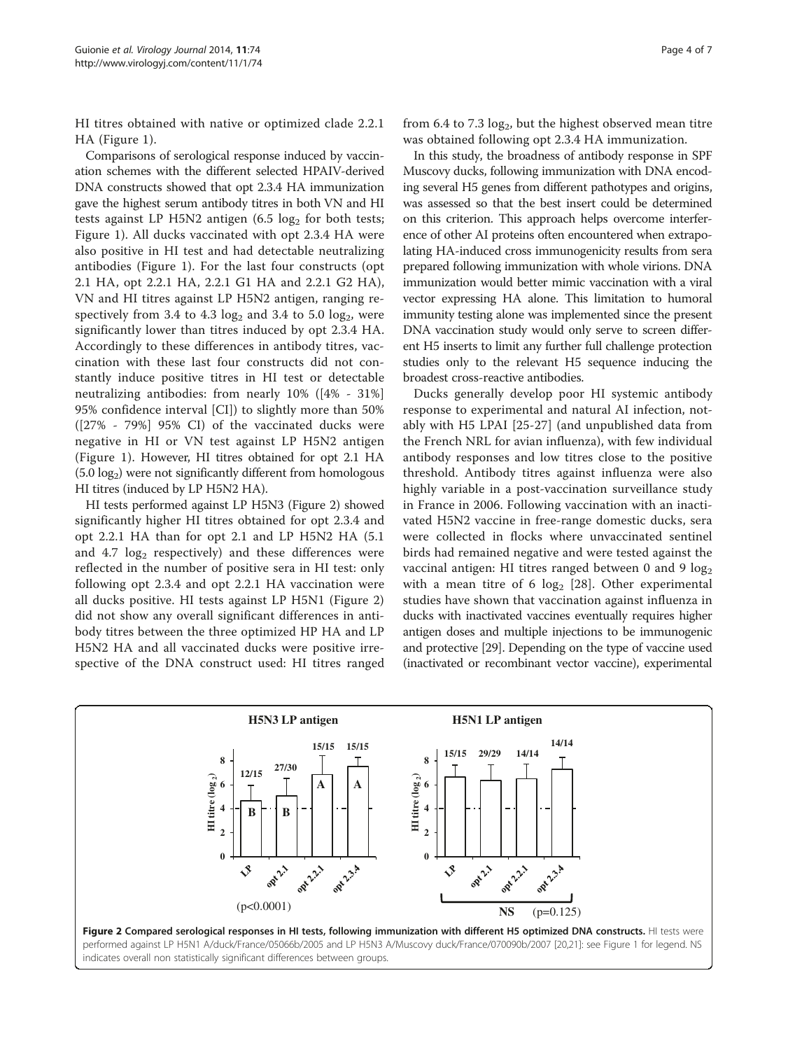HI titres obtained with native or optimized clade 2.2.1 HA (Figure 1).

Comparisons of serological response induced by vaccination schemes with the different selected HPAIV-derived DNA constructs showed that opt 2.3.4 HA immunization gave the highest serum antibody titres in both VN and HI tests against LP H5N2 antigen (6.5 $\log_2$ for both tests; Figure 1). All ducks vaccinated with opt 2.3.4 HA were also positive in HI test and had detectable neutralizing antibodies (Figure 1). For the last four constructs (opt 2.1 HA, opt 2.2.1 HA, 2.2.1 G1 HA and 2.2.1 G2 HA), VN and HI titres against LP H5N2 antigen, ranging respectively from 3.4 to 4.3 $\log_2$ and 3.4 to 5.0 $\log_2$, were significantly lower than titres induced by opt 2.3.4 HA. Accordingly to these differences in antibody titres, vaccination with these last four constructs did not constantly induce positive titres in HI test or detectable neutralizing antibodies: from nearly 10% ([4% - 31%] 95% confidence interval [CI]) to slightly more than 50% ([27% - 79%] 95% CI) of the vaccinated ducks were negative in HI or VN test against LP H5N2 antigen (Figure 1). However, HI titres obtained for opt 2.1 HA (5.0 $\log_2$) were not significantly different from homologous HI titres (induced by LP H5N2 HA).

HI tests performed against LP H5N3 (Figure 2) showed significantly higher HI titres obtained for opt 2.3.4 and opt 2.2.1 HA than for opt 2.1 and LP H5N2 HA (5.1 and 4.7 $\log_2$ respectively) and these differences were reflected in the number of positive sera in HI test: only following opt 2.3.4 and opt 2.2.1 HA vaccination were all ducks positive. HI tests against LP H5N1 (Figure 2) did not show any overall significant differences in antibody titres between the three optimized HP HA and LP H5N2 HA and all vaccinated ducks were positive irrespective of the DNA construct used: HI titres ranged from 6.4 to 7.3 $\log_2$, but the highest observed mean titre was obtained following opt 2.3.4 HA immunization.

In this study, the broadness of antibody response in SPF Muscovy ducks, following immunization with DNA encoding several H5 genes from different pathotypes and origins, was assessed so that the best insert could be determined on this criterion. This approach helps overcome interference of other AI proteins often encountered when extrapolating HA-induced cross immunogenicity results from sera prepared following immunization with whole virions. DNA immunization would better mimic vaccination with a viral vector expressing HA alone. This limitation to humoral immunity testing alone was implemented since the present DNA vaccination study would only serve to screen different H5 inserts to limit any further full challenge protection studies only to the relevant H5 sequence inducing the broadest cross-reactive antibodies.

Ducks generally develop poor HI systemic antibody response to experimental and natural AI infection, notably with H5 LPAI [25-27] (and unpublished data from the French NRL for avian influenza), with few individual antibody responses and low titres close to the positive threshold. Antibody titres against influenza were also highly variable in a post-vaccination surveillance study in France in 2006. Following vaccination with an inactivated H5N2 vaccine in free-range domestic ducks, sera were collected in flocks where unvaccinated sentinel birds had remained negative and were tested against the vaccinal antigen: HI titres ranged between 0 and 9 $\log_2$ with a mean titre of 6 $\log_2$ [28]. Other experimental studies have shown that vaccination against influenza in ducks with inactivated vaccines eventually requires higher antigen doses and multiple injections to be immunogenic and protective [29]. Depending on the type of vaccine used (inactivated or recombinant vector vaccine), experimental

**Figure 2 Compared serological responses in HI tests, following immunization with different H5 optimized DNA constructs.** HI tests were performed against LP H5N1 A/duck/France/05066b/2005 and LP H5N3 A/Muscovy duck/France/070090b/2007 [20,21]: see Figure 1 for legend. NS indicates overall non statistically significant differences between groups.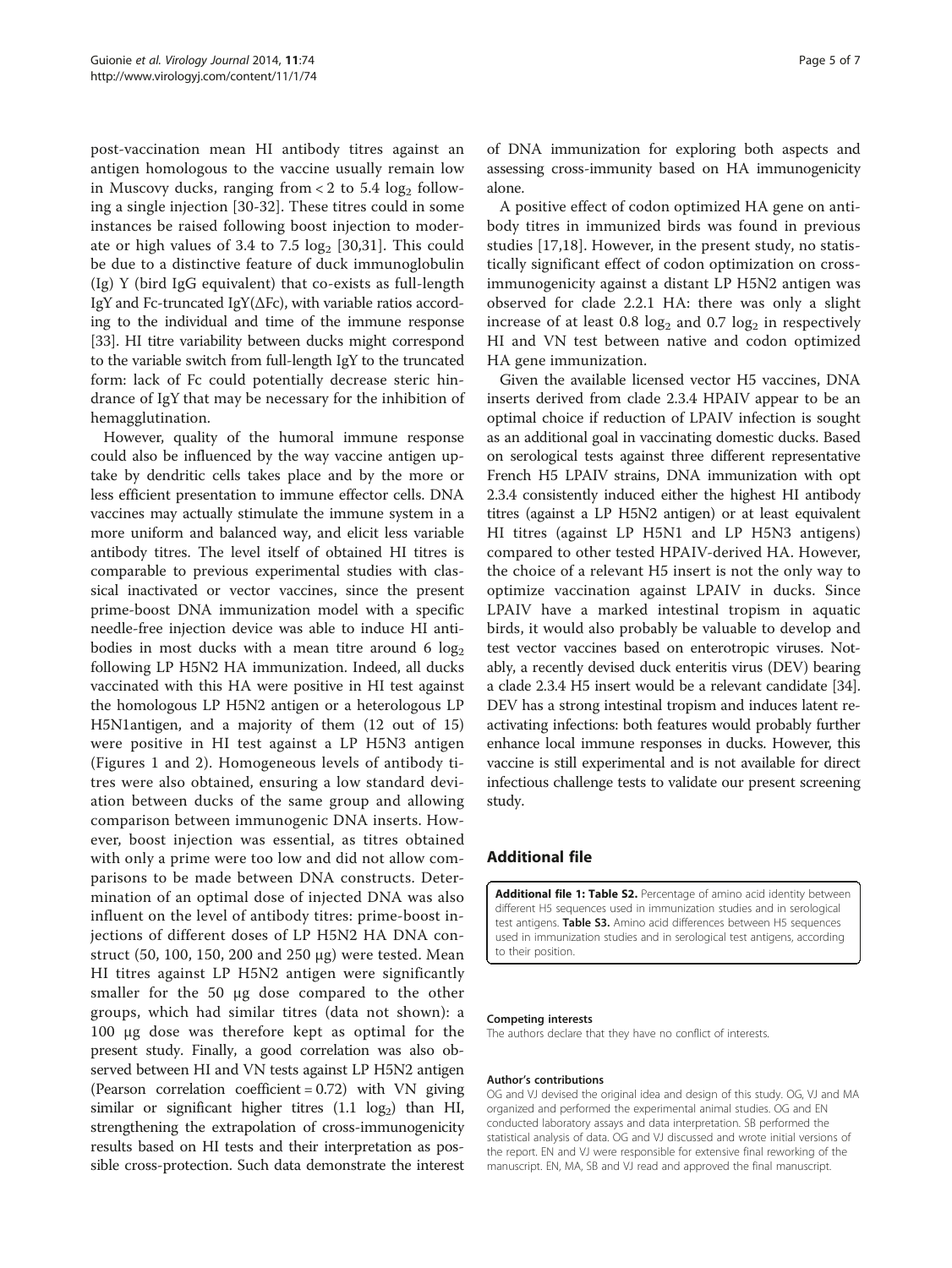post-vaccination mean HI antibody titres against an antigen homologous to the vaccine usually remain low in Muscovy ducks, ranging from < 2 to 5.4 $\log_2$ following a single injection [30-32]. These titres could in some instances be raised following boost injection to moderate or high values of 3.4 to 7.5 $\log_2$ [30,31]. This could be due to a distinctive feature of duck immunoglobulin (Ig) Y (bird IgG equivalent) that co-exists as full-length IgY and Fc-truncated IgY(ΔFc), with variable ratios according to the individual and time of the immune response [33]. HI titre variability between ducks might correspond to the variable switch from full-length IgY to the truncated form: lack of Fc could potentially decrease steric hindrance of IgY that may be necessary for the inhibition of hemagglutination.

However, quality of the humoral immune response could also be influenced by the way vaccine antigen uptake by dendritic cells takes place and by the more or less efficient presentation to immune effector cells. DNA vaccines may actually stimulate the immune system in a more uniform and balanced way, and elicit less variable antibody titres. The level itself of obtained HI titres is comparable to previous experimental studies with classical inactivated or vector vaccines, since the present prime-boost DNA immunization model with a specific needle-free injection device was able to induce HI antibodies in most ducks with a mean titre around 6 $\log_2$ following LP H5N2 HA immunization. Indeed, all ducks vaccinated with this HA were positive in HI test against the homologous LP H5N2 antigen or a heterologous LP H5N1antigen, and a majority of them (12 out of 15) were positive in HI test against a LP H5N3 antigen (Figures 1 and 2). Homogeneous levels of antibody titres were also obtained, ensuring a low standard deviation between ducks of the same group and allowing comparison between immunogenic DNA inserts. However, boost injection was essential, as titres obtained with only a prime were too low and did not allow comparisons to be made between DNA constructs. Determination of an optimal dose of injected DNA was also influent on the level of antibody titres: prime-boost injections of different doses of LP H5N2 HA DNA construct (50, 100, 150, 200 and 250 μg) were tested. Mean HI titres against LP H5N2 antigen were significantly smaller for the 50 μg dose compared to the other groups, which had similar titres (data not shown): a 100 μg dose was therefore kept as optimal for the present study. Finally, a good correlation was also observed between HI and VN tests against LP H5N2 antigen (Pearson correlation coefficient = 0.72) with VN giving similar or significant higher titres (1.1 $\log_2$) than HI, strengthening the extrapolation of cross-immunogenicity results based on HI tests and their interpretation as possible cross-protection. Such data demonstrate the interest of DNA immunization for exploring both aspects and assessing cross-immunity based on HA immunogenicity alone.

A positive effect of codon optimized HA gene on antibody titres in immunized birds was found in previous studies [17,18]. However, in the present study, no statistically significant effect of codon optimization on cross-immunogenicity against a distant LP H5N2 antigen was observed for clade 2.2.1 HA: there was only a slight increase of at least 0.8 $\log_2$ and 0.7 $\log_2$ in respectively HI and VN test between native and codon optimized HA gene immunization.

Given the available licensed vector H5 vaccines, DNA inserts derived from clade 2.3.4 HPAIV appear to be an optimal choice if reduction of LPAIV infection is sought as an additional goal in vaccinating domestic ducks. Based on serological tests against three different representative French H5 LPAIV strains, DNA immunization with opt 2.3.4 consistently induced either the highest HI antibody titres (against a LP H5N2 antigen) or at least equivalent HI titres (against LP H5N1 and LP H5N3 antigens) compared to other tested HPAIV-derived HA. However, the choice of a relevant H5 insert is not the only way to optimize vaccination against LPAIV in ducks. Since LPAIV have a marked intestinal tropism in aquatic birds, it would also probably be valuable to develop and test vector vaccines based on enterotropic viruses. Notably, a recently devised duck enteritis virus (DEV) bearing a clade 2.3.4 H5 insert would be a relevant candidate [34]. DEV has a strong intestinal tropism and induces latent reactivating infections: both features would probably further enhance local immune responses in ducks. However, this vaccine is still experimental and is not available for direct infectious challenge tests to validate our present screening study.

## Additional file

**Additional file 1: Table S2.** Percentage of amino acid identity between different H5 sequences used in immunization studies and in serological test antigens. **Table S3.** Amino acid differences between H5 sequences used in immunization studies and in serological test antigens, according to their position.

#### Competing interests

The authors declare that they have no conflict of interests.

#### Author's contributions

OG and VJ devised the original idea and design of this study. OG, VJ and MA organized and performed the experimental animal studies. OG and EN conducted laboratory assays and data interpretation. SB performed the statistical analysis of data. OG and VJ discussed and wrote initial versions of the report. EN and VJ were responsible for extensive final reworking of the manuscript. EN, MA, SB and VJ read and approved the final manuscript.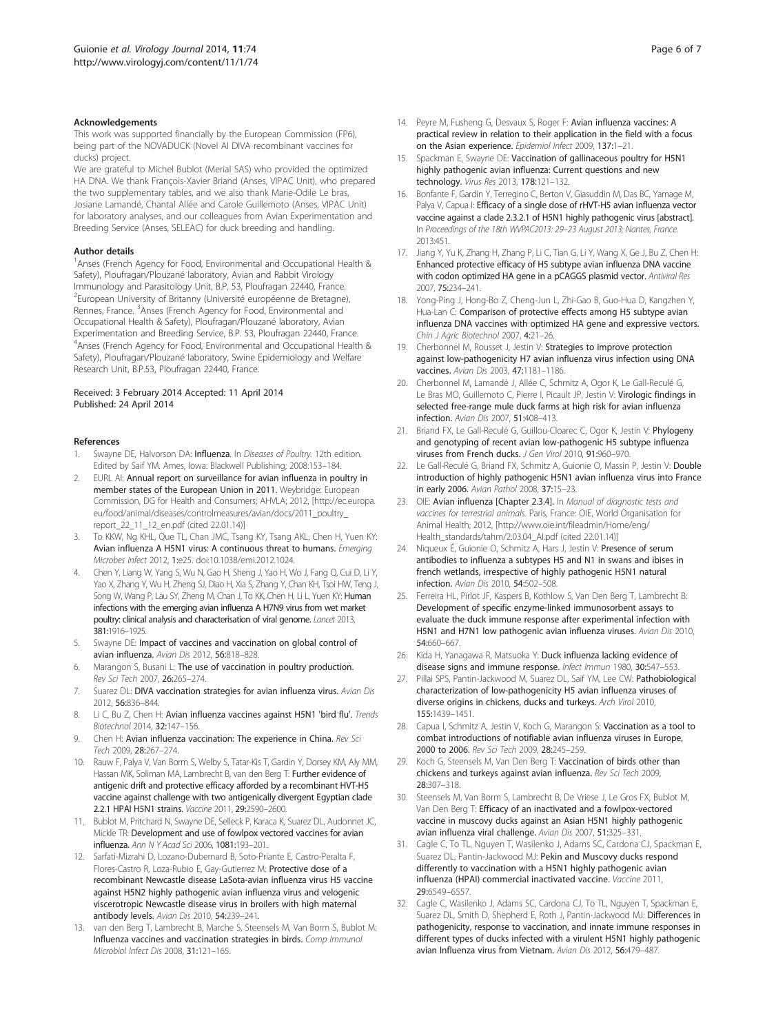### Acknowledgements

This work was supported financially by the European Commission (FP6), being part of the NOVADUCK (Novel AI DIVA recombinant vaccines for ducks) project.

We are grateful to Michel Bublot (Merial SAS) who provided the optimized HA DNA. We thank François-Xavier Briand (Anses, VIPAC Unit), who prepared the two supplementary tables, and we also thank Marie-Odile Le bras, Josiane Lamandé, Chantal Allée and Carole Guillemoto (Anses, VIPAC Unit) for laboratory analyses, and our colleagues from Avian Experimentation and Breeding Service (Anses, SELEAC) for duck breeding and handling.

### Author details

[1]Anses (French Agency for Food, Environmental and Occupational Health & Safety), Ploufragan/Plouzané laboratory, Avian and Rabbit Virology Immunology and Parasitology Unit, B.P. 53, Ploufragan 22440, France. [2]European University of Britanny (Université européenne de Bretagne), Rennes, France. [3]Anses (French Agency for Food, Environmental and Occupational Health & Safety), Ploufragan/Plouzané laboratory, Avian Experimentation and Breeding Service, B.P. 53, Ploufragan 22440, France. [4]Anses (French Agency for Food, Environmental and Occupational Health & Safety), Ploufragan/Plouzané laboratory, Swine Epidemiology and Welfare Research Unit, B.P.53, Ploufragan 22440, France.

Received: 3 February 2014 Accepted: 11 April 2014
Published: 24 April 2014

### References

1. Swayne DE, Halvorson DA: **Influenza**. In *Diseases of Poultry*. 12th edition. Edited by Saif YM. Ames, Iowa: Blackwell Publishing; 2008:153–184.
2. EURL AI: **Annual report on surveillance for avian influenza in poultry in member states of the European Union in 2011.** Weybridge: European Commission, DG for Health and Consumers; AHVLA; 2012, [http://ec.europa.eu/food/animal/diseases/controlmeasures/avian/docs/2011_poultry_report_22_11_12_en.pdf (cited 22.01.14)]
3. To KKW, Ng KHL, Que TL, Chan JMC, Tsang KY, Tsang AKL, Chen H, Yuen KY: **Avian influenza A H5N1 virus: A continuous threat to humans.** *Emerging Microbes Infect* 2012, **1:**e25. doi:10.1038/emi.2012.1024.
4. Chen Y, Liang W, Yang S, Wu N, Gao H, Sheng J, Yao H, Wo J, Fang Q, Cui D, Li Y, Yao X, Zhang Y, Wu H, Zheng SJ, Diao H, Xia S, Zhang Y, Chan KH, Tsoi HW, Teng J, Song W, Wang P, Lau SY, Zheng M, Chan J, To KK, Chen H, Li L, Yuen KY: **Human infections with the emerging avian influenza A H7N9 virus from wet market poultry: clinical analysis and characterisation of viral genome.** *Lancet* 2013, **381:**1916–1925.
5. Swayne DE: **Impact of vaccines and vaccination on global control of avian influenza.** *Avian Dis* 2012, **56:**818–828.
6. Marangon S, Busani L: **The use of vaccination in poultry production.** *Rev Sci Tech* 2007, **26:**265–274.
7. Suarez DL: **DIVA vaccination strategies for avian influenza virus.** *Avian Dis* 2012, **56:**836–844.
8. Li C, Bu Z, Chen H: **Avian influenza vaccines against H5N1 'bird flu'.** *Trends Biotechnol* 2014, **32:**147–156.
9. Chen H: **Avian influenza vaccination: The experience in China.** *Rev Sci Tech* 2009, **28:**267–274.
10. Rauw F, Palya V, Van Borm S, Welby S, Tatar-Kis T, Gardin Y, Dorsey KM, Aly MM, Hassan MK, Soliman MA, Lambrecht B, van den Berg T: **Further evidence of antigenic drift and protective efficacy afforded by a recombinant HVT-H5 vaccine against challenge with two antigenically divergent Egyptian clade 2.2.1 HPAI H5N1 strains.** *Vaccine* 2011, **29:**2590–2600.
11. Bublot M, Pritchard N, Swayne DE, Selleck P, Karaca K, Suarez DL, Audonnet JC, Mickle TR: **Development and use of fowlpox vectored vaccines for avian influenza.** *Ann N Y Acad Sci* 2006, **1081:**193–201.
12. Sarfati-Mizrahi D, Lozano-Dubernard B, Soto-Priante E, Castro-Peralta F, Flores-Castro R, Loza-Rubio E, Gay-Gutierrez M: **Protective dose of a recombinant Newcastle disease LaSota-avian influenza virus H5 vaccine against H5N2 highly pathogenic avian influenza virus and velogenic viscerotropic Newcastle disease virus in broilers with high maternal antibody levels.** *Avian Dis* 2010, **54:**239–241.
13. van den Berg T, Lambrecht B, Marche S, Steensels M, Van Borm S, Bublot M: **Influenza vaccines and vaccination strategies in birds.** *Comp Immunol Microbiol Infect Dis* 2008, **31:**121–165.
14. Peyre M, Fusheng G, Desvaux S, Roger F: **Avian influenza vaccines: A practical review in relation to their application in the field with a focus on the Asian experience.** *Epidemiol Infect* 2009, **137:**1–21.
15. Spackman E, Swayne DE: **Vaccination of gallinaceous poultry for H5N1 highly pathogenic avian influenza: Current questions and new technology.** *Virus Res* 2013, **178:**121–132.
16. Bonfante F, Gardin Y, Terregino C, Berton V, Giasuddin M, Das BC, Yamage M, Palya V, Capua I: **Efficacy of a single dose of rHVT-H5 avian influenza vector vaccine against a clade 2.3.2.1 of H5N1 highly pathogenic virus [abstract].** In *Proceedings of the 18th WVPAC2013: 29–23 August 2013; Nantes, France.* 2013:451.
17. Jiang Y, Yu K, Zhang H, Zhang P, Li C, Tian G, Li Y, Wang X, Ge J, Bu Z, Chen H: **Enhanced protective efficacy of H5 subtype avian influenza DNA vaccine with codon optimized HA gene in a pCAGGS plasmid vector.** *Antiviral Res* 2007, **75:**234–241.
18. Yong-Ping J, Hong-Bo Z, Cheng-Jun L, Zhi-Gao B, Guo-Hua D, Kangzhen Y, Hua-Lan C: **Comparison of protective effects among H5 subtype avian influenza DNA vaccines with optimized HA gene and expressive vectors.** *Chin J Agric Biotechnol* 2007, **4:**21–26.
19. Cherbonnel M, Rousset J, Jestin V: **Strategies to improve protection against low-pathogenicity H7 avian influenza virus infection using DNA vaccines.** *Avian Dis* 2003, **47:**1181–1186.
20. Cherbonnel M, Lamandé J, Allée C, Schmitz A, Ogor K, Le Gall-Reculé G, Le Bras MO, Guillemoto C, Pierre I, Picault JP, Jestin V: **Virologic findings in selected free-range mule duck farms at high risk for avian influenza infection.** *Avian Dis* 2007, **51:**408–413.
21. Briand FX, Le Gall-Reculé G, Guillou-Cloarec C, Ogor K, Jestin V: **Phylogeny and genotyping of recent avian low-pathogenic H5 subtype influenza viruses from French ducks.** *J Gen Virol* 2010, **91:**960–970.
22. Le Gall-Reculé G, Briand FX, Schmitz A, Guionie O, Massin P, Jestin V: **Double introduction of highly pathogenic H5N1 avian influenza virus into France in early 2006.** *Avian Pathol* 2008, **37:**15–23.
23. OIE: **Avian influenza [Chapter 2.3.4].** In *Manual of diagnostic tests and vaccines for terrestrial animals.* Paris, France: OIE, World Organisation for Animal Health; 2012, [http://www.oie.int/fileadmin/Home/eng/Health_standards/tahm/2.03.04_AI.pdf (cited 22.01.14)]
24. Niqueux É, Guionie O, Schmitz A, Hars J, Jestin V: **Presence of serum antibodies to influenza a subtypes H5 and N1 in swans and ibises in french wetlands, irrespective of highly pathogenic H5N1 natural infection.** *Avian Dis* 2010, **54:**502–508.
25. Ferreira HL, Pirlot JF, Kaspers B, Kothlow S, Van Den Berg T, Lambrecht B: **Development of specific enzyme-linked immunosorbent assays to evaluate the duck immune response after experimental infection with H5N1 and H7N1 low pathogenic avian influenza viruses.** *Avian Dis* 2010, **54:**660–667.
26. Kida H, Yanagawa R, Matsuoka Y: **Duck influenza lacking evidence of disease signs and immune response.** *Infect Immun* 1980, **30:**547–553.
27. Pillai SPS, Pantin-Jackwood M, Suarez DL, Saif YM, Lee CW: **Pathobiological characterization of low-pathogenicity H5 avian influenza viruses of diverse origins in chickens, ducks and turkeys.** *Arch Virol* 2010, **155:**1439–1451.
28. Capua I, Schmitz A, Jestin V, Koch G, Marangon S: **Vaccination as a tool to combat introductions of notifiable avian influenza viruses in Europe, 2000 to 2006.** *Rev Sci Tech* 2009, **28:**245–259.
29. Koch G, Steensels M, Van Den Berg T: **Vaccination of birds other than chickens and turkeys against avian influenza.** *Rev Sci Tech* 2009, **28:**307–318.
30. Steensels M, Van Borm S, Lambrecht B, De Vriese J, Le Gros FX, Bublot M, Van Den Berg T: **Efficacy of an inactivated and a fowlpox-vectored vaccine in muscovy ducks against an Asian H5N1 highly pathogenic avian influenza viral challenge.** *Avian Dis* 2007, **51:**325–331.
31. Cagle C, To TL, Nguyen T, Wasilenko J, Adams SC, Cardona CJ, Spackman E, Suarez DL, Pantin-Jackwood MJ: **Pekin and Muscovy ducks respond differently to vaccination with a H5N1 highly pathogenic avian influenza (HPAI) commercial inactivated vaccine.** *Vaccine* 2011, **29:**6549–6557.
32. Cagle C, Wasilenko J, Adams SC, Cardona CJ, To TL, Nguyen T, Spackman E, Suarez DL, Smith D, Shepherd E, Roth J, Pantin-Jackwood MJ: **Differences in pathogenicity, response to vaccination, and innate immune responses in different types of ducks infected with a virulent H5N1 highly pathogenic avian Influenza virus from Vietnam.** *Avian Dis* 2012, **56:**479–487.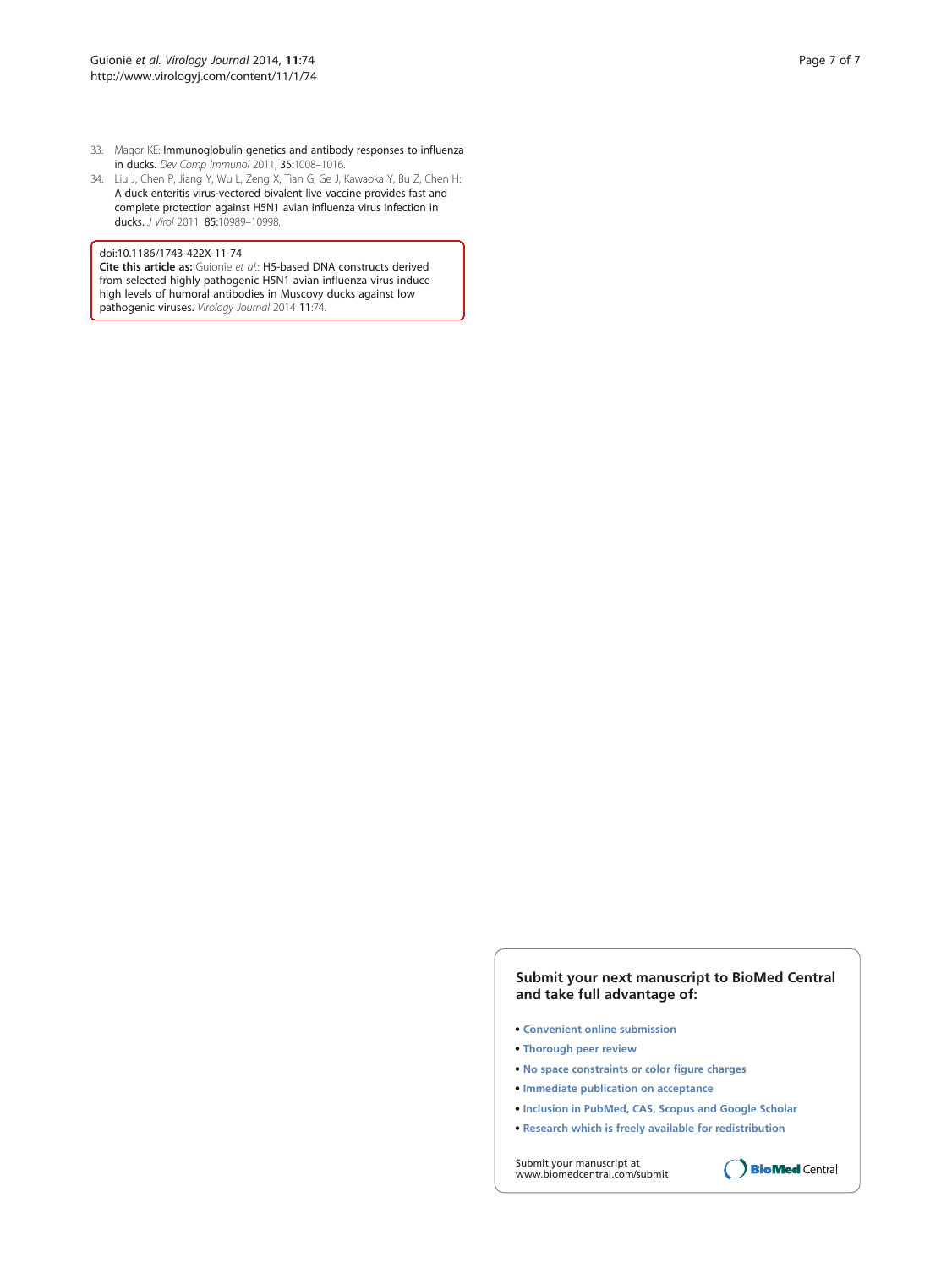33. Magor KE: Immunoglobulin genetics and antibody responses to influenza in ducks. *Dev Comp Immunol* 2011, **35:**1008–1016.
34. Liu J, Chen P, Jiang Y, Wu L, Zeng X, Tian G, Ge J, Kawaoka Y, Bu Z, Chen H: A duck enteritis virus-vectored bivalent live vaccine provides fast and complete protection against H5N1 avian influenza virus infection in ducks. *J Virol* 2011, **85:**10989–10998.

doi:10.1186/1743-422X-11-74
**Cite this article as:** Guionie *et al.*: H5-based DNA constructs derived from selected highly pathogenic H5N1 avian influenza virus induce high levels of humoral antibodies in Muscovy ducks against low pathogenic viruses. *Virology Journal* 2014 **11**:74.

**Submit your next manuscript to BioMed Central and take full advantage of:**

- **Convenient online submission**
- **Thorough peer review**
- **No space constraints or color figure charges**
- **Immediate publication on acceptance**
- **Inclusion in PubMed, CAS, Scopus and Google Scholar**
- **Research which is freely available for redistribution**

Submit your manuscript at
www.biomedcentral.com/submit

BioMed Central